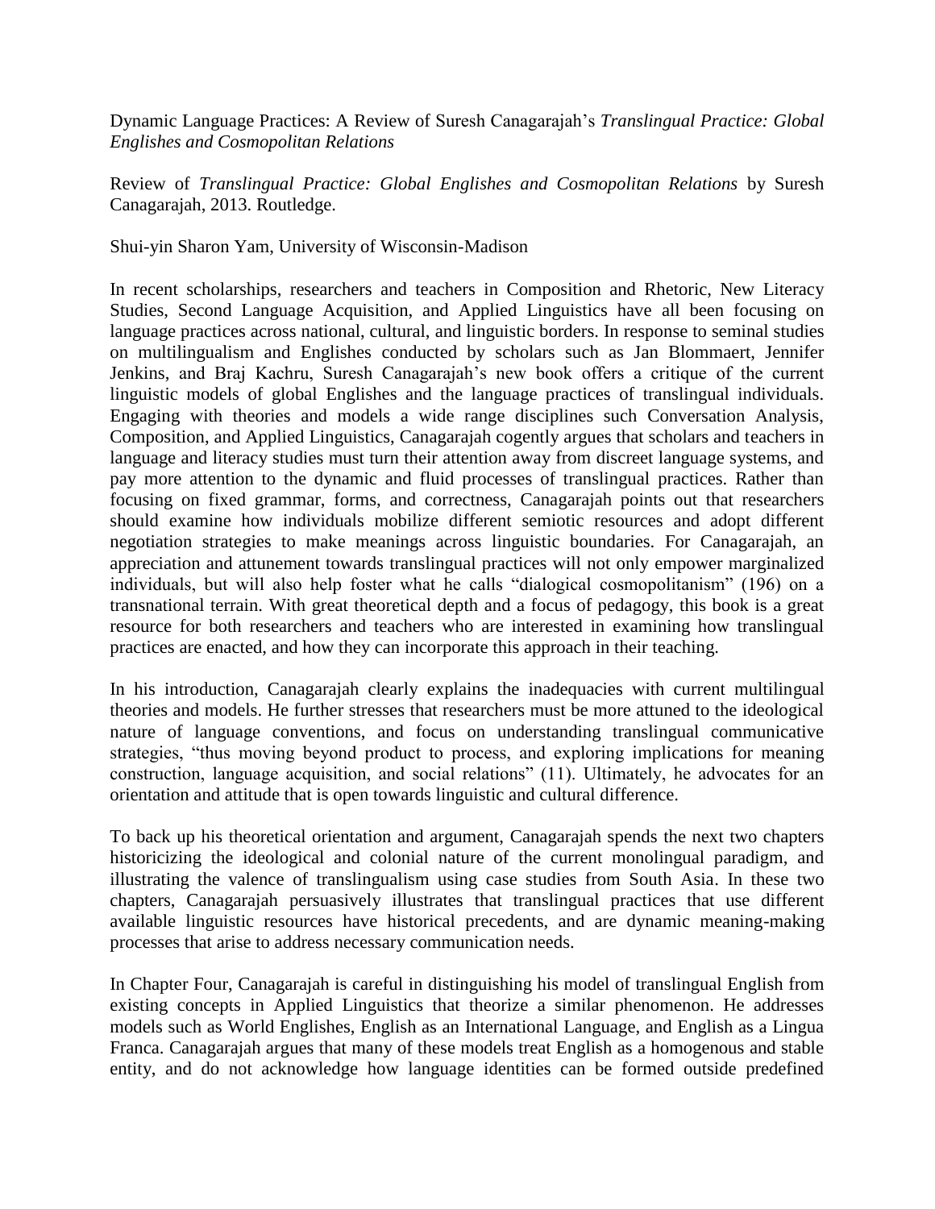Dynamic Language Practices: A Review of Suresh Canagarajah's *Translingual Practice: Global Englishes and Cosmopolitan Relations*

Review of *Translingual Practice: Global Englishes and Cosmopolitan Relations* by Suresh Canagarajah, 2013. Routledge.

Shui-yin Sharon Yam, University of Wisconsin-Madison

In recent scholarships, researchers and teachers in Composition and Rhetoric, New Literacy Studies, Second Language Acquisition, and Applied Linguistics have all been focusing on language practices across national, cultural, and linguistic borders. In response to seminal studies on multilingualism and Englishes conducted by scholars such as Jan Blommaert, Jennifer Jenkins, and Braj Kachru, Suresh Canagarajah's new book offers a critique of the current linguistic models of global Englishes and the language practices of translingual individuals. Engaging with theories and models a wide range disciplines such Conversation Analysis, Composition, and Applied Linguistics, Canagarajah cogently argues that scholars and teachers in language and literacy studies must turn their attention away from discreet language systems, and pay more attention to the dynamic and fluid processes of translingual practices. Rather than focusing on fixed grammar, forms, and correctness, Canagarajah points out that researchers should examine how individuals mobilize different semiotic resources and adopt different negotiation strategies to make meanings across linguistic boundaries. For Canagarajah, an appreciation and attunement towards translingual practices will not only empower marginalized individuals, but will also help foster what he calls "dialogical cosmopolitanism" (196) on a transnational terrain. With great theoretical depth and a focus of pedagogy, this book is a great resource for both researchers and teachers who are interested in examining how translingual practices are enacted, and how they can incorporate this approach in their teaching.

In his introduction, Canagarajah clearly explains the inadequacies with current multilingual theories and models. He further stresses that researchers must be more attuned to the ideological nature of language conventions, and focus on understanding translingual communicative strategies, "thus moving beyond product to process, and exploring implications for meaning construction, language acquisition, and social relations" (11). Ultimately, he advocates for an orientation and attitude that is open towards linguistic and cultural difference.

To back up his theoretical orientation and argument, Canagarajah spends the next two chapters historicizing the ideological and colonial nature of the current monolingual paradigm, and illustrating the valence of translingualism using case studies from South Asia. In these two chapters, Canagarajah persuasively illustrates that translingual practices that use different available linguistic resources have historical precedents, and are dynamic meaning-making processes that arise to address necessary communication needs.

In Chapter Four, Canagarajah is careful in distinguishing his model of translingual English from existing concepts in Applied Linguistics that theorize a similar phenomenon. He addresses models such as World Englishes, English as an International Language, and English as a Lingua Franca. Canagarajah argues that many of these models treat English as a homogenous and stable entity, and do not acknowledge how language identities can be formed outside predefined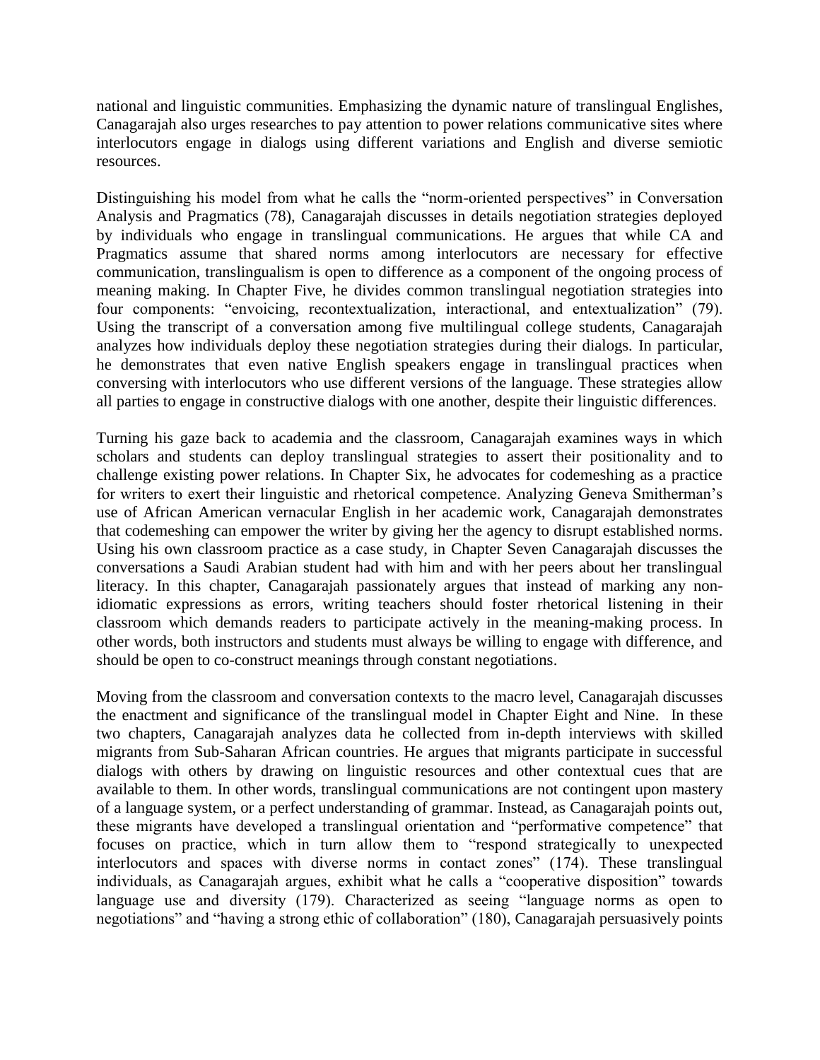national and linguistic communities. Emphasizing the dynamic nature of translingual Englishes, Canagarajah also urges researches to pay attention to power relations communicative sites where interlocutors engage in dialogs using different variations and English and diverse semiotic resources.

Distinguishing his model from what he calls the "norm-oriented perspectives" in Conversation Analysis and Pragmatics (78), Canagarajah discusses in details negotiation strategies deployed by individuals who engage in translingual communications. He argues that while CA and Pragmatics assume that shared norms among interlocutors are necessary for effective communication, translingualism is open to difference as a component of the ongoing process of meaning making. In Chapter Five, he divides common translingual negotiation strategies into four components: "envoicing, recontextualization, interactional, and entextualization" (79). Using the transcript of a conversation among five multilingual college students, Canagarajah analyzes how individuals deploy these negotiation strategies during their dialogs. In particular, he demonstrates that even native English speakers engage in translingual practices when conversing with interlocutors who use different versions of the language. These strategies allow all parties to engage in constructive dialogs with one another, despite their linguistic differences.

Turning his gaze back to academia and the classroom, Canagarajah examines ways in which scholars and students can deploy translingual strategies to assert their positionality and to challenge existing power relations. In Chapter Six, he advocates for codemeshing as a practice for writers to exert their linguistic and rhetorical competence. Analyzing Geneva Smitherman's use of African American vernacular English in her academic work, Canagarajah demonstrates that codemeshing can empower the writer by giving her the agency to disrupt established norms. Using his own classroom practice as a case study, in Chapter Seven Canagarajah discusses the conversations a Saudi Arabian student had with him and with her peers about her translingual literacy. In this chapter, Canagarajah passionately argues that instead of marking any non-idiomatic expressions as errors, writing teachers should foster rhetorical listening in their classroom which demands readers to participate actively in the meaning-making process. In other words, both instructors and students must always be willing to engage with difference, and should be open to co-construct meanings through constant negotiations.

Moving from the classroom and conversation contexts to the macro level, Canagarajah discusses the enactment and significance of the translingual model in Chapter Eight and Nine. In these two chapters, Canagarajah analyzes data he collected from in-depth interviews with skilled migrants from Sub-Saharan African countries. He argues that migrants participate in successful dialogs with others by drawing on linguistic resources and other contextual cues that are available to them. In other words, translingual communications are not contingent upon mastery of a language system, or a perfect understanding of grammar. Instead, as Canagarajah points out, these migrants have developed a translingual orientation and "performative competence" that focuses on practice, which in turn allow them to "respond strategically to unexpected interlocutors and spaces with diverse norms in contact zones" (174). These translingual individuals, as Canagarajah argues, exhibit what he calls a "cooperative disposition" towards language use and diversity (179). Characterized as seeing "language norms as open to negotiations" and "having a strong ethic of collaboration" (180), Canagarajah persuasively points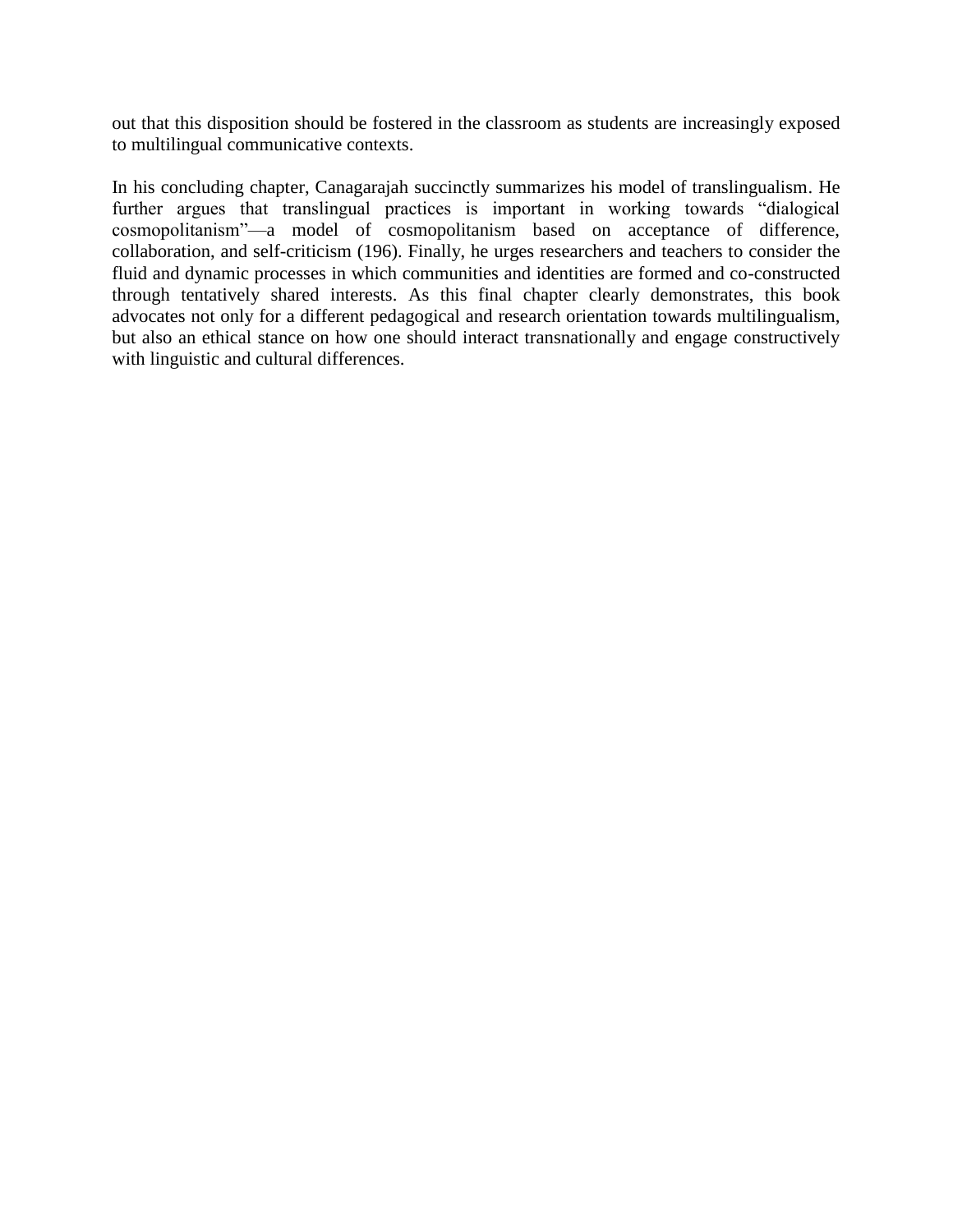out that this disposition should be fostered in the classroom as students are increasingly exposed to multilingual communicative contexts.

In his concluding chapter, Canagarajah succinctly summarizes his model of translingualism. He further argues that translingual practices is important in working towards "dialogical cosmopolitanism"—a model of cosmopolitanism based on acceptance of difference, collaboration, and self-criticism (196). Finally, he urges researchers and teachers to consider the fluid and dynamic processes in which communities and identities are formed and co-constructed through tentatively shared interests. As this final chapter clearly demonstrates, this book advocates not only for a different pedagogical and research orientation towards multilingualism, but also an ethical stance on how one should interact transnationally and engage constructively with linguistic and cultural differences.